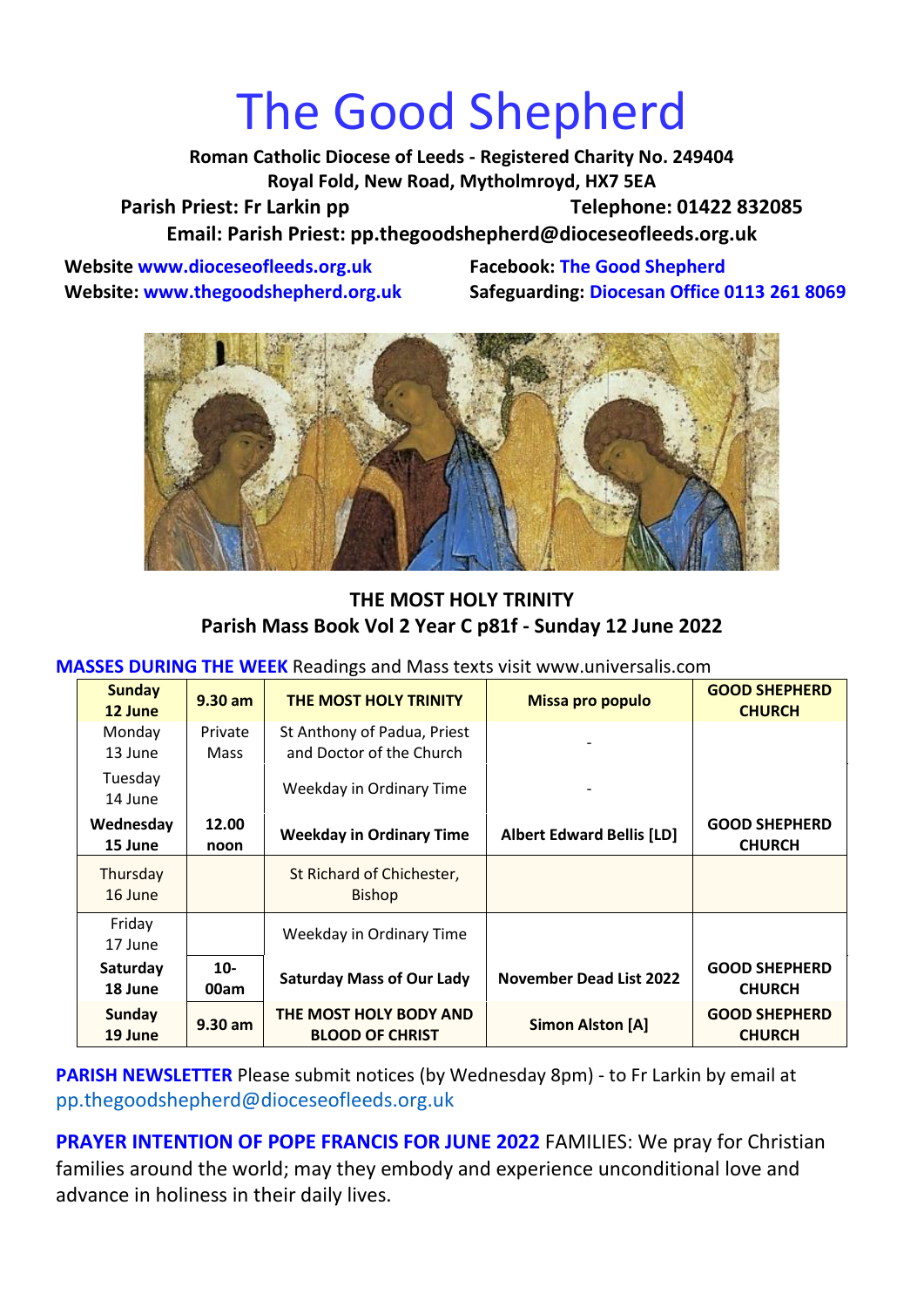# The Good Shepherd

**Roman Catholic Diocese of Leeds - Registered Charity No. 249404**
**Royal Fold, New Road, Mytholmroyd, HX7 5EA**
**Parish Priest: Fr Larkin pp** **Telephone: 01422 832085**
**Email: Parish Priest: pp.thegoodshepherd@dioceseofleeds.org.uk**

**Website www.dioceseofleeds.org.uk**
**Website: www.thegoodshepherd.org.uk**
**Facebook: The Good Shepherd**
**Safeguarding: Diocesan Office 0113 261 8069**

**THE MOST HOLY TRINITY**
**Parish Mass Book Vol 2 Year C p81f - Sunday 12 June 2022**

**MASSES DURING THE WEEK** Readings and Mass texts visit www.universalis.com

| Day | Time | Celebration | Intention | Place |
|---|---|---|---|---|
| **Sunday 12 June** | **9.30 am** | **THE MOST HOLY TRINITY** | **Missa pro populo** | **GOOD SHEPHERD CHURCH** |
| Monday 13 June | Private Mass | St Anthony of Padua, Priest and Doctor of the Church | - | |
| Tuesday 14 June | | Weekday in Ordinary Time | - | |
| **Wednesday 15 June** | **12.00 noon** | **Weekday in Ordinary Time** | **Albert Edward Bellis [LD]** | **GOOD SHEPHERD CHURCH** |
| Thursday 16 June | | St Richard of Chichester, Bishop | | |
| Friday 17 June | | Weekday in Ordinary Time | | |
| **Saturday 18 June** | **10-00am** | **Saturday Mass of Our Lady** | **November Dead List 2022** | **GOOD SHEPHERD CHURCH** |
| **Sunday 19 June** | **9.30 am** | **THE MOST HOLY BODY AND BLOOD OF CHRIST** | **Simon Alston [A]** | **GOOD SHEPHERD CHURCH** |

**PARISH NEWSLETTER** Please submit notices (by Wednesday 8pm) - to Fr Larkin by email at pp.thegoodshepherd@dioceseofleeds.org.uk

**PRAYER INTENTION OF POPE FRANCIS FOR JUNE 2022** FAMILIES: We pray for Christian families around the world; may they embody and experience unconditional love and advance in holiness in their daily lives.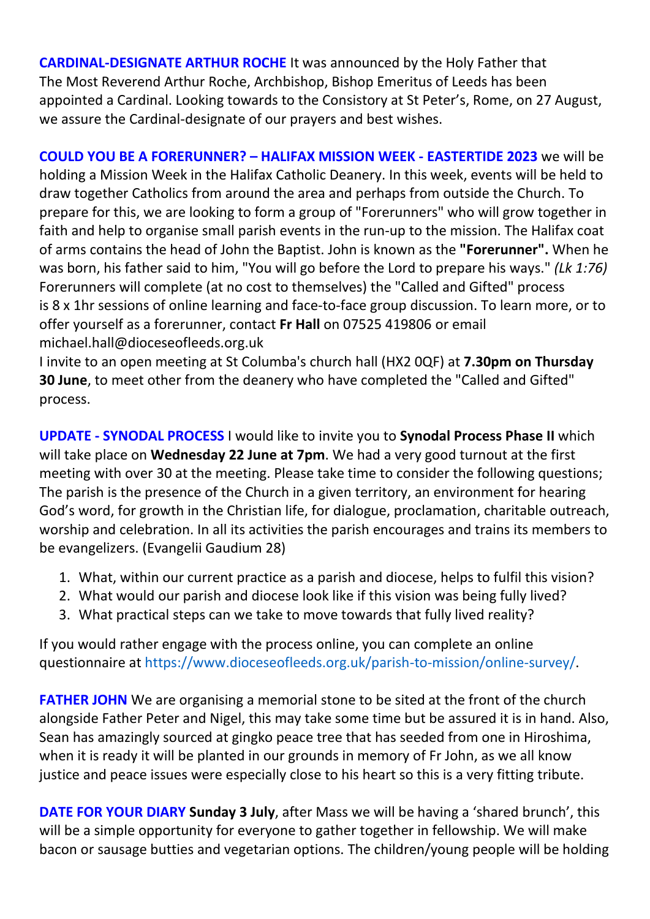**CARDINAL-DESIGNATE ARTHUR ROCHE** It was announced by the Holy Father that The Most Reverend Arthur Roche, Archbishop, Bishop Emeritus of Leeds has been appointed a Cardinal. Looking towards to the Consistory at St Peter's, Rome, on 27 August, we assure the Cardinal-designate of our prayers and best wishes.

**COULD YOU BE A FORERUNNER? – HALIFAX MISSION WEEK - EASTERTIDE 2023** we will be holding a Mission Week in the Halifax Catholic Deanery. In this week, events will be held to draw together Catholics from around the area and perhaps from outside the Church. To prepare for this, we are looking to form a group of "Forerunners" who will grow together in faith and help to organise small parish events in the run-up to the mission. The Halifax coat of arms contains the head of John the Baptist. John is known as the **"Forerunner".** When he was born, his father said to him, "You will go before the Lord to prepare his ways." *(Lk 1:76)* Forerunners will complete (at no cost to themselves) the "Called and Gifted" process is 8 x 1hr sessions of online learning and face-to-face group discussion. To learn more, or to offer yourself as a forerunner, contact **Fr Hall** on 07525 419806 or email michael.hall@dioceseofleeds.org.uk
I invite to an open meeting at St Columba's church hall (HX2 0QF) at **7.30pm on Thursday 30 June**, to meet other from the deanery who have completed the "Called and Gifted" process.

**UPDATE - SYNODAL PROCESS** I would like to invite you to **Synodal Process Phase II** which will take place on **Wednesday 22 June at 7pm**. We had a very good turnout at the first meeting with over 30 at the meeting. Please take time to consider the following questions; The parish is the presence of the Church in a given territory, an environment for hearing God's word, for growth in the Christian life, for dialogue, proclamation, charitable outreach, worship and celebration. In all its activities the parish encourages and trains its members to be evangelizers. (Evangelii Gaudium 28)

1. What, within our current practice as a parish and diocese, helps to fulfil this vision?
2. What would our parish and diocese look like if this vision was being fully lived?
3. What practical steps can we take to move towards that fully lived reality?

If you would rather engage with the process online, you can complete an online questionnaire at https://www.dioceseofleeds.org.uk/parish-to-mission/online-survey/.

**FATHER JOHN** We are organising a memorial stone to be sited at the front of the church alongside Father Peter and Nigel, this may take some time but be assured it is in hand. Also, Sean has amazingly sourced at gingko peace tree that has seeded from one in Hiroshima, when it is ready it will be planted in our grounds in memory of Fr John, as we all know justice and peace issues were especially close to his heart so this is a very fitting tribute.

**DATE FOR YOUR DIARY** **Sunday 3 July**, after Mass we will be having a 'shared brunch', this will be a simple opportunity for everyone to gather together in fellowship. We will make bacon or sausage butties and vegetarian options. The children/young people will be holding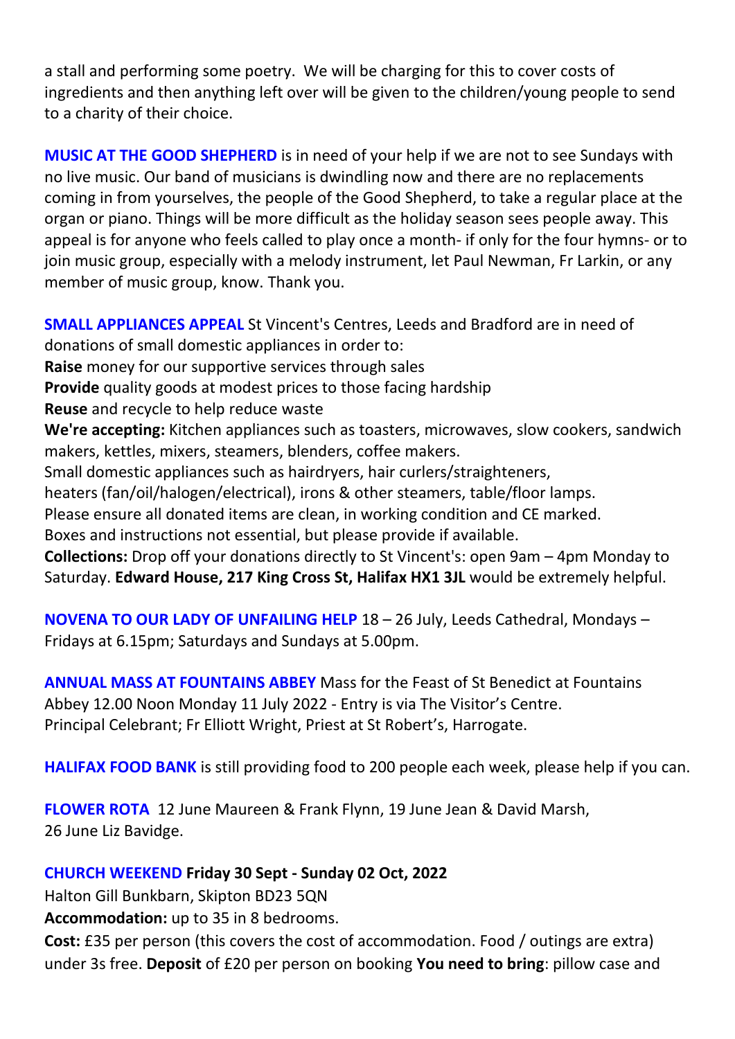a stall and performing some poetry. We will be charging for this to cover costs of ingredients and then anything left over will be given to the children/young people to send to a charity of their choice.

**MUSIC AT THE GOOD SHEPHERD** is in need of your help if we are not to see Sundays with no live music. Our band of musicians is dwindling now and there are no replacements coming in from yourselves, the people of the Good Shepherd, to take a regular place at the organ or piano. Things will be more difficult as the holiday season sees people away. This appeal is for anyone who feels called to play once a month- if only for the four hymns- or to join music group, especially with a melody instrument, let Paul Newman, Fr Larkin, or any member of music group, know. Thank you.

**SMALL APPLIANCES APPEAL** St Vincent's Centres, Leeds and Bradford are in need of donations of small domestic appliances in order to:
**Raise** money for our supportive services through sales
**Provide** quality goods at modest prices to those facing hardship
**Reuse** and recycle to help reduce waste
**We're accepting:** Kitchen appliances such as toasters, microwaves, slow cookers, sandwich makers, kettles, mixers, steamers, blenders, coffee makers.
Small domestic appliances such as hairdryers, hair curlers/straighteners, heaters (fan/oil/halogen/electrical), irons & other steamers, table/floor lamps.
Please ensure all donated items are clean, in working condition and CE marked.
Boxes and instructions not essential, but please provide if available.
**Collections:** Drop off your donations directly to St Vincent's: open 9am – 4pm Monday to Saturday. **Edward House, 217 King Cross St, Halifax HX1 3JL** would be extremely helpful.

**NOVENA TO OUR LADY OF UNFAILING HELP** 18 – 26 July, Leeds Cathedral, Mondays – Fridays at 6.15pm; Saturdays and Sundays at 5.00pm.

**ANNUAL MASS AT FOUNTAINS ABBEY** Mass for the Feast of St Benedict at Fountains Abbey 12.00 Noon Monday 11 July 2022 - Entry is via The Visitor's Centre.
Principal Celebrant; Fr Elliott Wright, Priest at St Robert's, Harrogate.

**HALIFAX FOOD BANK** is still providing food to 200 people each week, please help if you can.

**FLOWER ROTA** 12 June Maureen & Frank Flynn, 19 June Jean & David Marsh,
26 June Liz Bavidge.

**CHURCH WEEKEND Friday 30 Sept - Sunday 02 Oct, 2022**
Halton Gill Bunkbarn, Skipton BD23 5QN
**Accommodation:** up to 35 in 8 bedrooms.
**Cost:** £35 per person (this covers the cost of accommodation. Food / outings are extra) under 3s free. **Deposit** of £20 per person on booking **You need to bring**: pillow case and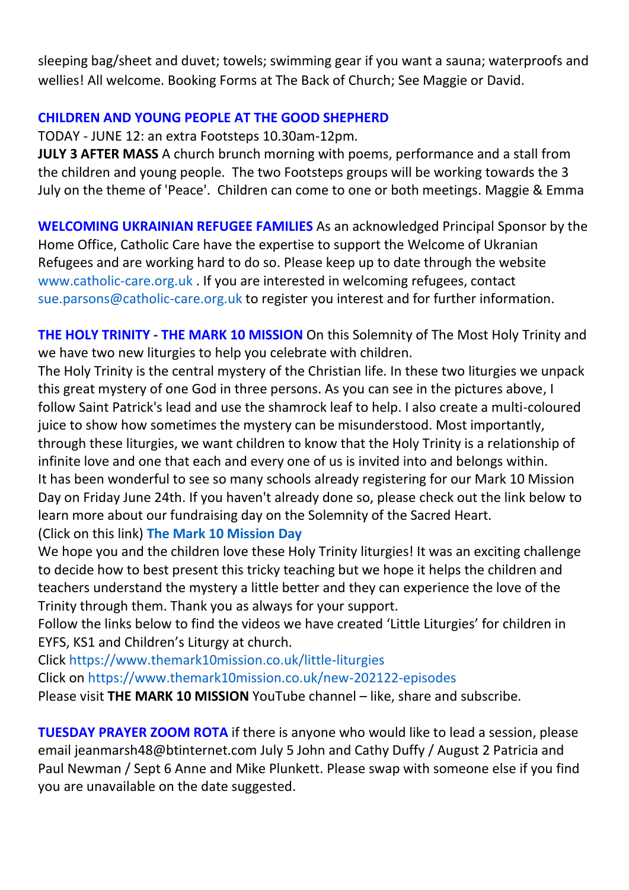sleeping bag/sheet and duvet; towels; swimming gear if you want a sauna; waterproofs and wellies! All welcome. Booking Forms at The Back of Church; See Maggie or David.

**CHILDREN AND YOUNG PEOPLE AT THE GOOD SHEPHERD**

TODAY - JUNE 12: an extra Footsteps 10.30am-12pm.

**JULY 3 AFTER MASS** A church brunch morning with poems, performance and a stall from the children and young people. The two Footsteps groups will be working towards the 3 July on the theme of 'Peace'. Children can come to one or both meetings. Maggie & Emma

**WELCOMING UKRAINIAN REFUGEE FAMILIES** As an acknowledged Principal Sponsor by the Home Office, Catholic Care have the expertise to support the Welcome of Ukranian Refugees and are working hard to do so. Please keep up to date through the website www.catholic-care.org.uk . If you are interested in welcoming refugees, contact sue.parsons@catholic-care.org.uk to register you interest and for further information.

**THE HOLY TRINITY - THE MARK 10 MISSION** On this Solemnity of The Most Holy Trinity and we have two new liturgies to help you celebrate with children.

The Holy Trinity is the central mystery of the Christian life. In these two liturgies we unpack this great mystery of one God in three persons. As you can see in the pictures above, I follow Saint Patrick's lead and use the shamrock leaf to help. I also create a multi-coloured juice to show how sometimes the mystery can be misunderstood. Most importantly, through these liturgies, we want children to know that the Holy Trinity is a relationship of infinite love and one that each and every one of us is invited into and belongs within.

It has been wonderful to see so many schools already registering for our Mark 10 Mission Day on Friday June 24th. If you haven't already done so, please check out the link below to learn more about our fundraising day on the Solemnity of the Sacred Heart.

(Click on this link) **The Mark 10 Mission Day**

We hope you and the children love these Holy Trinity liturgies! It was an exciting challenge to decide how to best present this tricky teaching but we hope it helps the children and teachers understand the mystery a little better and they can experience the love of the Trinity through them. Thank you as always for your support.

Follow the links below to find the videos we have created 'Little Liturgies' for children in EYFS, KS1 and Children's Liturgy at church.

Click https://www.themark10mission.co.uk/little-liturgies

Click on https://www.themark10mission.co.uk/new-202122-episodes

Please visit **THE MARK 10 MISSION** YouTube channel – like, share and subscribe.

**TUESDAY PRAYER ZOOM ROTA** if there is anyone who would like to lead a session, please email jeanmarsh48@btinternet.com July 5 John and Cathy Duffy / August 2 Patricia and Paul Newman / Sept 6 Anne and Mike Plunkett. Please swap with someone else if you find you are unavailable on the date suggested.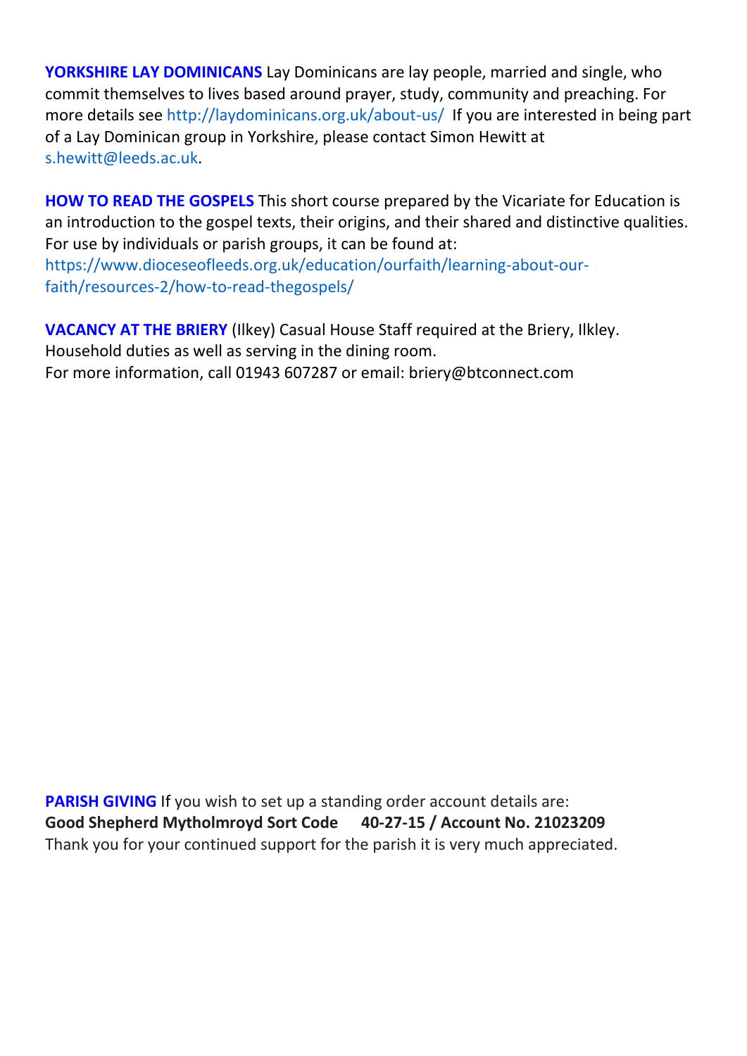**YORKSHIRE LAY DOMINICANS** Lay Dominicans are lay people, married and single, who commit themselves to lives based around prayer, study, community and preaching. For more details see http://laydominicans.org.uk/about-us/ If you are interested in being part of a Lay Dominican group in Yorkshire, please contact Simon Hewitt at s.hewitt@leeds.ac.uk.

**HOW TO READ THE GOSPELS** This short course prepared by the Vicariate for Education is an introduction to the gospel texts, their origins, and their shared and distinctive qualities. For use by individuals or parish groups, it can be found at: https://www.dioceseofleeds.org.uk/education/ourfaith/learning-about-our-faith/resources-2/how-to-read-thegospels/

**VACANCY AT THE BRIERY** (Ilkey) Casual House Staff required at the Briery, Ilkley. Household duties as well as serving in the dining room.
For more information, call 01943 607287 or email: briery@btconnect.com

**PARISH GIVING** If you wish to set up a standing order account details are:
**Good Shepherd Mytholmroyd Sort Code 40-27-15 / Account No. 21023209**
Thank you for your continued support for the parish it is very much appreciated.